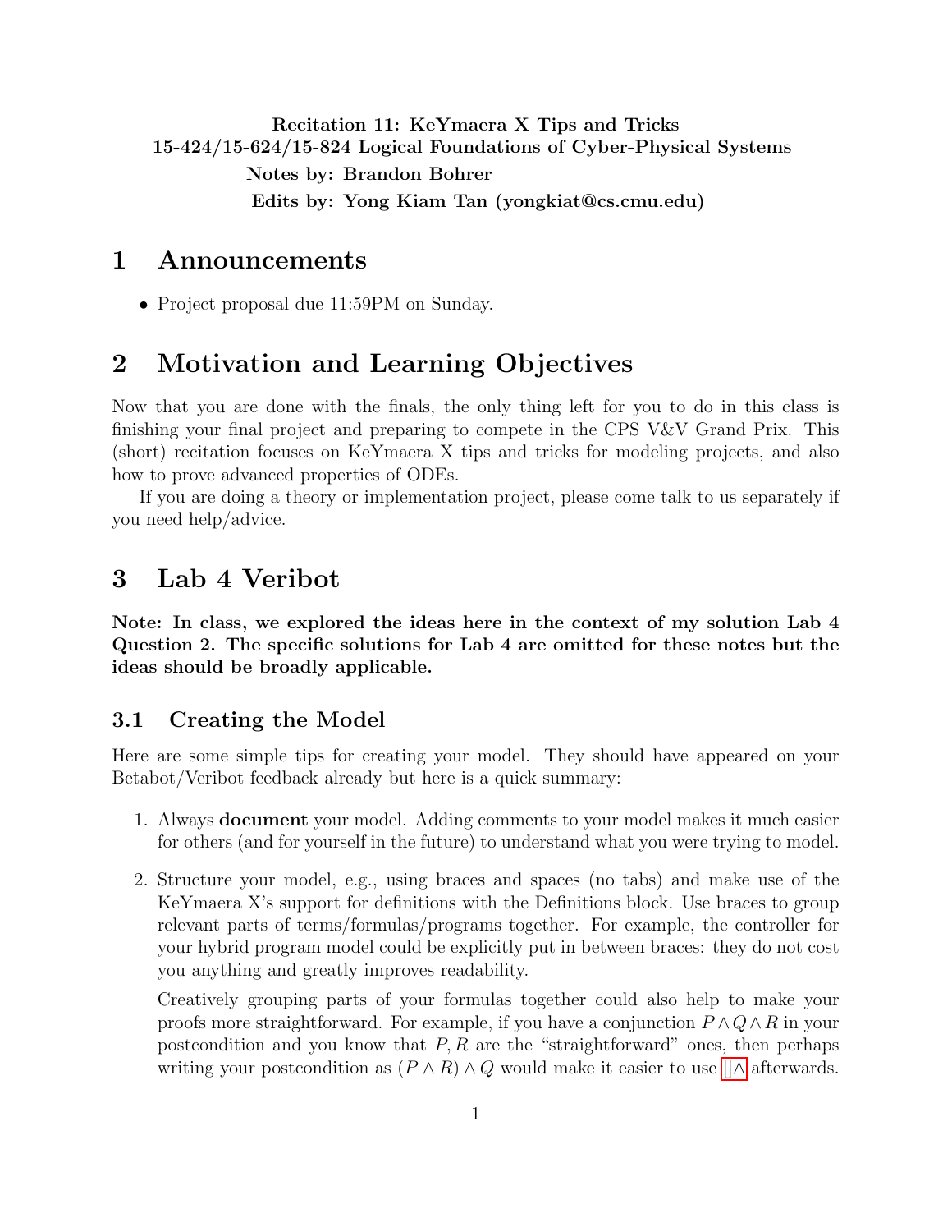**Recitation 11: KeYmaera X Tips and Tricks**
**15-424/15-624/15-824 Logical Foundations of Cyber-Physical Systems**
**Notes by: Brandon Bohrer**
**Edits by: Yong Kiam Tan (yongkiat@cs.cmu.edu)**

# 1 Announcements

- Project proposal due 11:59PM on Sunday.

# 2 Motivation and Learning Objectives

Now that you are done with the finals, the only thing left for you to do in this class is finishing your final project and preparing to compete in the CPS V&V Grand Prix. This (short) recitation focuses on KeYmaera X tips and tricks for modeling projects, and also how to prove advanced properties of ODEs.

If you are doing a theory or implementation project, please come talk to us separately if you need help/advice.

# 3 Lab 4 Veribot

**Note: In class, we explored the ideas here in the context of my solution Lab 4 Question 2. The specific solutions for Lab 4 are omitted for these notes but the ideas should be broadly applicable.**

## 3.1 Creating the Model

Here are some simple tips for creating your model. They should have appeared on your Betabot/Veribot feedback already but here is a quick summary:

1. Always **document** your model. Adding comments to your model makes it much easier for others (and for yourself in the future) to understand what you were trying to model.

2. Structure your model, e.g., using braces and spaces (no tabs) and make use of the KeYmaera X's support for definitions with the Definitions block. Use braces to group relevant parts of terms/formulas/programs together. For example, the controller for your hybrid program model could be explicitly put in between braces: they do not cost you anything and greatly improves readability.

   Creatively grouping parts of your formulas together could also help to make your proofs more straightforward. For example, if you have a conjunction $P \wedge Q \wedge R$ in your postcondition and you know that $P, R$ are the "straightforward" ones, then perhaps writing your postcondition as $(P \wedge R) \wedge Q$ would make it easier to use $[]\wedge$ afterwards.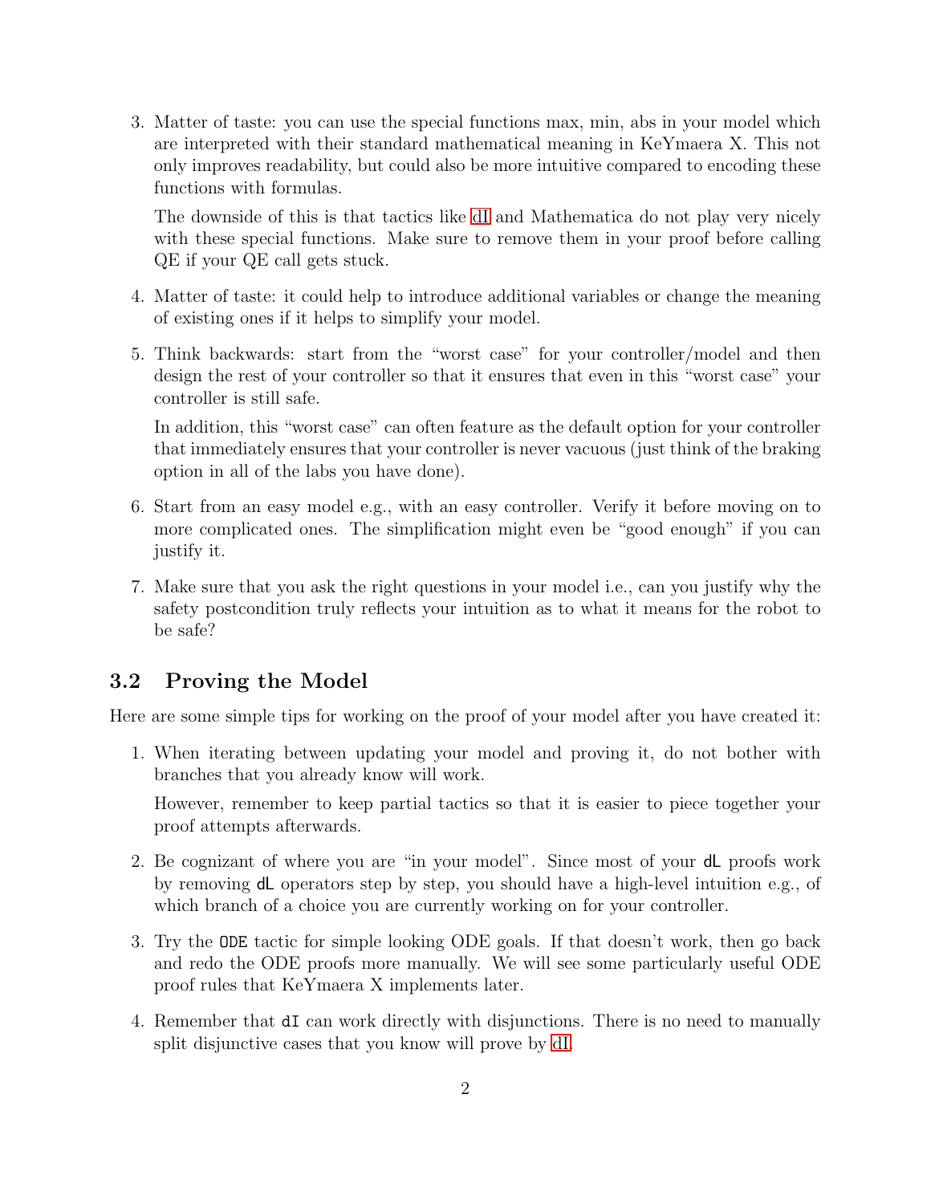3. Matter of taste: you can use the special functions max, min, abs in your model which are interpreted with their standard mathematical meaning in KeYmaera X. This not only improves readability, but could also be more intuitive compared to encoding these functions with formulas.

   The downside of this is that tactics like dI and Mathematica do not play very nicely with these special functions. Make sure to remove them in your proof before calling QE if your QE call gets stuck.

4. Matter of taste: it could help to introduce additional variables or change the meaning of existing ones if it helps to simplify your model.

5. Think backwards: start from the "worst case" for your controller/model and then design the rest of your controller so that it ensures that even in this "worst case" your controller is still safe.

   In addition, this "worst case" can often feature as the default option for your controller that immediately ensures that your controller is never vacuous (just think of the braking option in all of the labs you have done).

6. Start from an easy model e.g., with an easy controller. Verify it before moving on to more complicated ones. The simplification might even be "good enough" if you can justify it.

7. Make sure that you ask the right questions in your model i.e., can you justify why the safety postcondition truly reflects your intuition as to what it means for the robot to be safe?

## 3.2 Proving the Model

Here are some simple tips for working on the proof of your model after you have created it:

1. When iterating between updating your model and proving it, do not bother with branches that you already know will work.

   However, remember to keep partial tactics so that it is easier to piece together your proof attempts afterwards.

2. Be cognizant of where you are "in your model". Since most of your `dL` proofs work by removing `dL` operators step by step, you should have a high-level intuition e.g., of which branch of a choice you are currently working on for your controller.

3. Try the `ODE` tactic for simple looking ODE goals. If that doesn't work, then go back and redo the ODE proofs more manually. We will see some particularly useful ODE proof rules that KeYmaera X implements later.

4. Remember that `dI` can work directly with disjunctions. There is no need to manually split disjunctive cases that you know will prove by dI.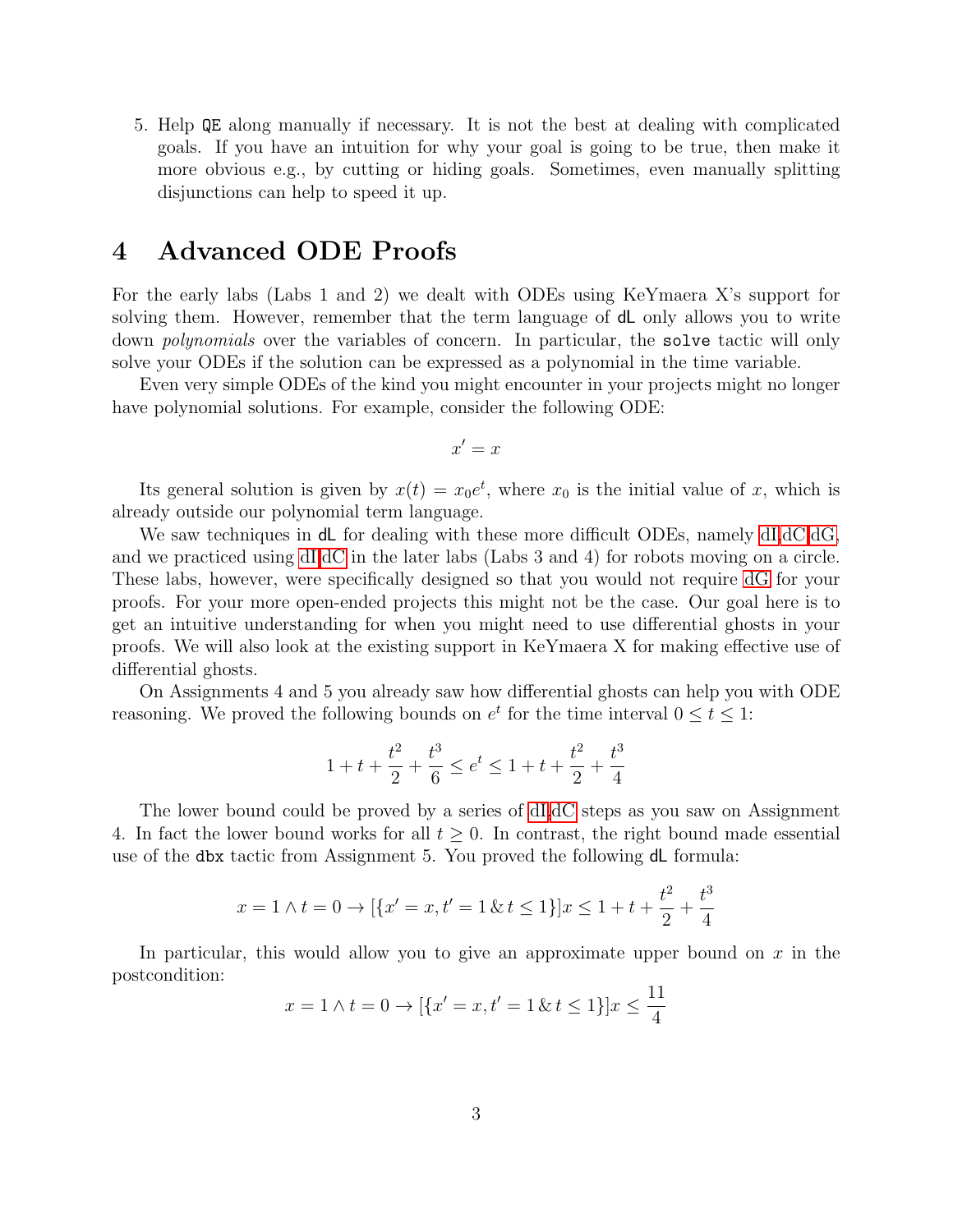5. Help `QE` along manually if necessary. It is not the best at dealing with complicated goals. If you have an intuition for why your goal is going to be true, then make it more obvious e.g., by cutting or hiding goals. Sometimes, even manually splitting disjunctions can help to speed it up.

# 4 Advanced ODE Proofs

For the early labs (Labs 1 and 2) we dealt with ODEs using KeYmaera X's support for solving them. However, remember that the term language of dL only allows you to write down *polynomials* over the variables of concern. In particular, the `solve` tactic will only solve your ODEs if the solution can be expressed as a polynomial in the time variable.

Even very simple ODEs of the kind you might encounter in your projects might no longer have polynomial solutions. For example, consider the following ODE:

$$x' = x$$

Its general solution is given by $x(t) = x_0 e^t$, where $x_0$ is the initial value of $x$, which is already outside our polynomial term language.

We saw techniques in dL for dealing with these more difficult ODEs, namely dI,dC,dG, and we practiced using dI,dC in the later labs (Labs 3 and 4) for robots moving on a circle. These labs, however, were specifically designed so that you would not require dG for your proofs. For your more open-ended projects this might not be the case. Our goal here is to get an intuitive understanding for when you might need to use differential ghosts in your proofs. We will also look at the existing support in KeYmaera X for making effective use of differential ghosts.

On Assignments 4 and 5 you already saw how differential ghosts can help you with ODE reasoning. We proved the following bounds on $e^t$ for the time interval $0 \leq t \leq 1$:

$$1 + t + \frac{t^2}{2} + \frac{t^3}{6} \leq e^t \leq 1 + t + \frac{t^2}{2} + \frac{t^3}{4}$$

The lower bound could be proved by a series of dI,dC steps as you saw on Assignment 4. In fact the lower bound works for all $t \geq 0$. In contrast, the right bound made essential use of the `dbx` tactic from Assignment 5. You proved the following dL formula:

$$x = 1 \land t = 0 \rightarrow [\{x' = x, t' = 1 \,\&\, t \leq 1\}]x \leq 1 + t + \frac{t^2}{2} + \frac{t^3}{4}$$

In particular, this would allow you to give an approximate upper bound on $x$ in the postcondition:

$$x = 1 \land t = 0 \rightarrow [\{x' = x, t' = 1 \,\&\, t \leq 1\}]x \leq \frac{11}{4}$$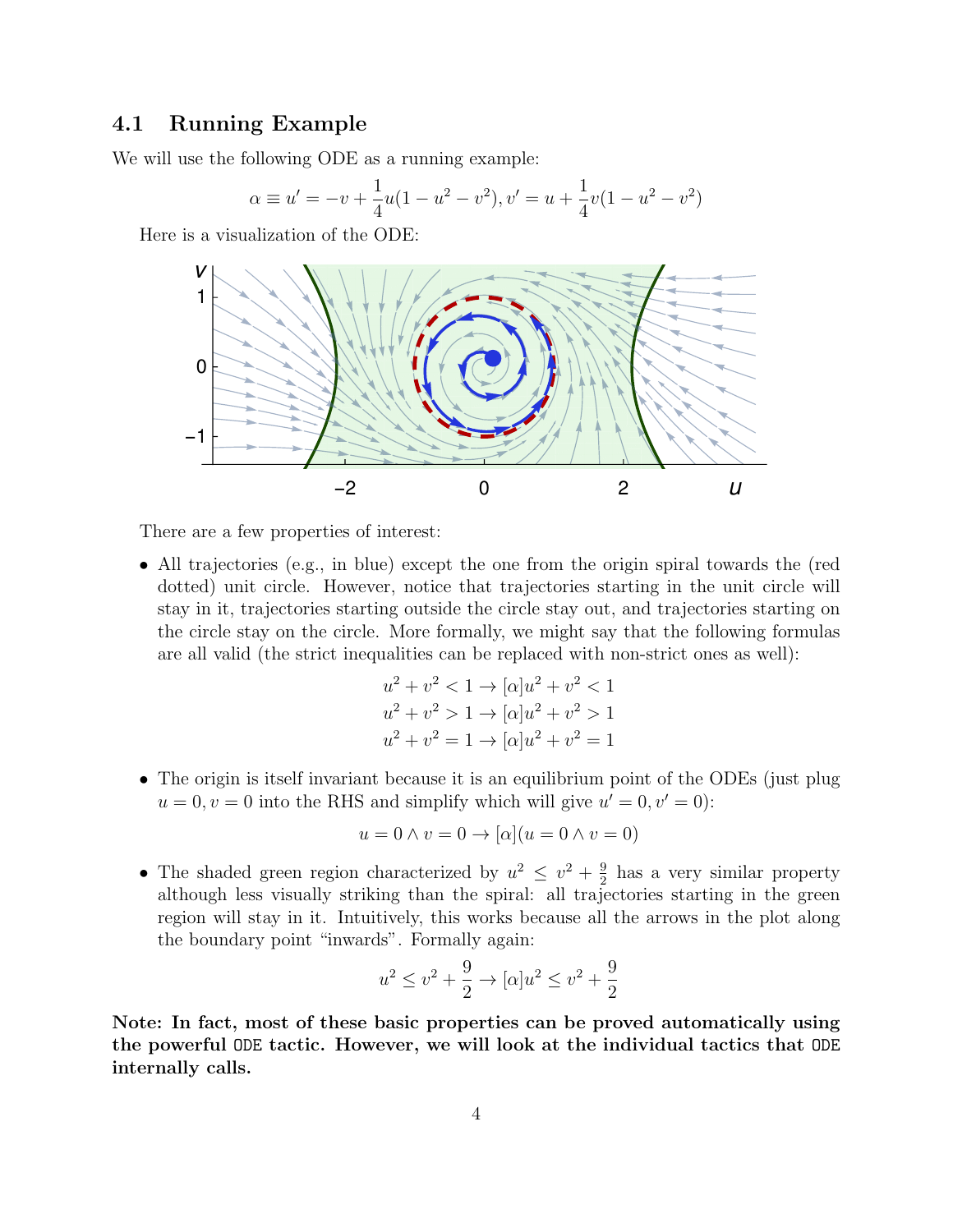### 4.1 Running Example

We will use the following ODE as a running example:

$$\alpha \equiv u' = -v + \frac{1}{4}u(1 - u^2 - v^2), v' = u + \frac{1}{4}v(1 - u^2 - v^2)$$

Here is a visualization of the ODE:

There are a few properties of interest:

- All trajectories (e.g., in blue) except the one from the origin spiral towards the (red dotted) unit circle. However, notice that trajectories starting in the unit circle will stay in it, trajectories starting outside the circle stay out, and trajectories starting on the circle stay on the circle. More formally, we might say that the following formulas are all valid (the strict inequalities can be replaced with non-strict ones as well):

$$u^2 + v^2 < 1 \rightarrow [\alpha]u^2 + v^2 < 1$$
$$u^2 + v^2 > 1 \rightarrow [\alpha]u^2 + v^2 > 1$$
$$u^2 + v^2 = 1 \rightarrow [\alpha]u^2 + v^2 = 1$$

- The origin is itself invariant because it is an equilibrium point of the ODEs (just plug $u = 0, v = 0$ into the RHS and simplify which will give $u' = 0, v' = 0$):

$$u = 0 \wedge v = 0 \rightarrow [\alpha](u = 0 \wedge v = 0)$$

- The shaded green region characterized by $u^2 \leq v^2 + \frac{9}{2}$ has a very similar property although less visually striking than the spiral: all trajectories starting in the green region will stay in it. Intuitively, this works because all the arrows in the plot along the boundary point "inwards". Formally again:

$$u^2 \leq v^2 + \frac{9}{2} \rightarrow [\alpha]u^2 \leq v^2 + \frac{9}{2}$$

**Note: In fact, most of these basic properties can be proved automatically using the powerful `ODE` tactic. However, we will look at the individual tactics that `ODE` internally calls.**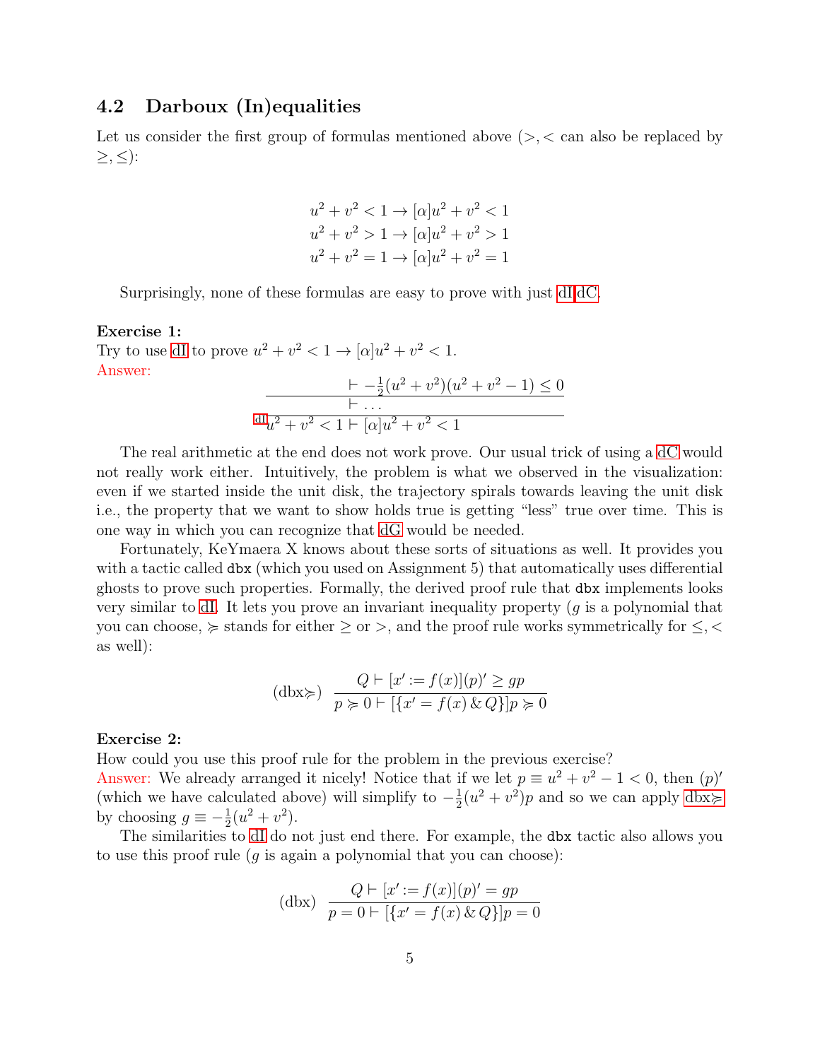### 4.2 Darboux (In)equalities

Let us consider the first group of formulas mentioned above ($>, <$ can also be replaced by $\geq, \leq$):

$$
\begin{aligned}
u^2 + v^2 < 1 &\rightarrow [\alpha]u^2 + v^2 < 1 \\
u^2 + v^2 > 1 &\rightarrow [\alpha]u^2 + v^2 > 1 \\
u^2 + v^2 = 1 &\rightarrow [\alpha]u^2 + v^2 = 1
\end{aligned}
$$

Surprisingly, none of these formulas are easy to prove with just dI,dC.

**Exercise 1:**
Try to use dI to prove $u^2 + v^2 < 1 \rightarrow [\alpha]u^2 + v^2 < 1$.
Answer:

$$
\dfrac{\dfrac{\vdash -\frac{1}{2}(u^2+v^2)(u^2+v^2-1) \leq 0}{\vdash \ldots}}{u^2+v^2<1 \vdash [\alpha]u^2+v^2<1}\text{dI}
$$

The real arithmetic at the end does not work prove. Our usual trick of using a dC would not really work either. Intuitively, the problem is what we observed in the visualization: even if we started inside the unit disk, the trajectory spirals towards leaving the unit disk i.e., the property that we want to show holds true is getting "less" true over time. This is one way in which you can recognize that dG would be needed.

Fortunately, KeYmaera X knows about these sorts of situations as well. It provides you with a tactic called `dbx` (which you used on Assignment 5) that automatically uses differential ghosts to prove such properties. Formally, the derived proof rule that `dbx` implements looks very similar to dI. It lets you prove an invariant inequality property ($g$ is a polynomial that you can choose, $\succcurlyeq$ stands for either $\geq$ or $>$, and the proof rule works symmetrically for $\leq, <$ as well):

$$
(\text{dbx}\succcurlyeq) \quad \frac{Q \vdash [x' := f(x)](p)' \geq gp}{p \succcurlyeq 0 \vdash [\{x' = f(x) \,\&\, Q\}]p \succcurlyeq 0}
$$

**Exercise 2:**
How could you use this proof rule for the problem in the previous exercise?
Answer: We already arranged it nicely! Notice that if we let $p \equiv u^2 + v^2 - 1 < 0$, then $(p)'$ (which we have calculated above) will simplify to $-\frac{1}{2}(u^2 + v^2)p$ and so we can apply dbx$\succcurlyeq$ by choosing $g \equiv -\frac{1}{2}(u^2 + v^2)$.

The similarities to dI do not just end there. For example, the `dbx` tactic also allows you to use this proof rule ($g$ is again a polynomial that you can choose):

$$
(\text{dbx}) \quad \frac{Q \vdash [x' := f(x)](p)' = gp}{p = 0 \vdash [\{x' = f(x) \,\&\, Q\}]p = 0}
$$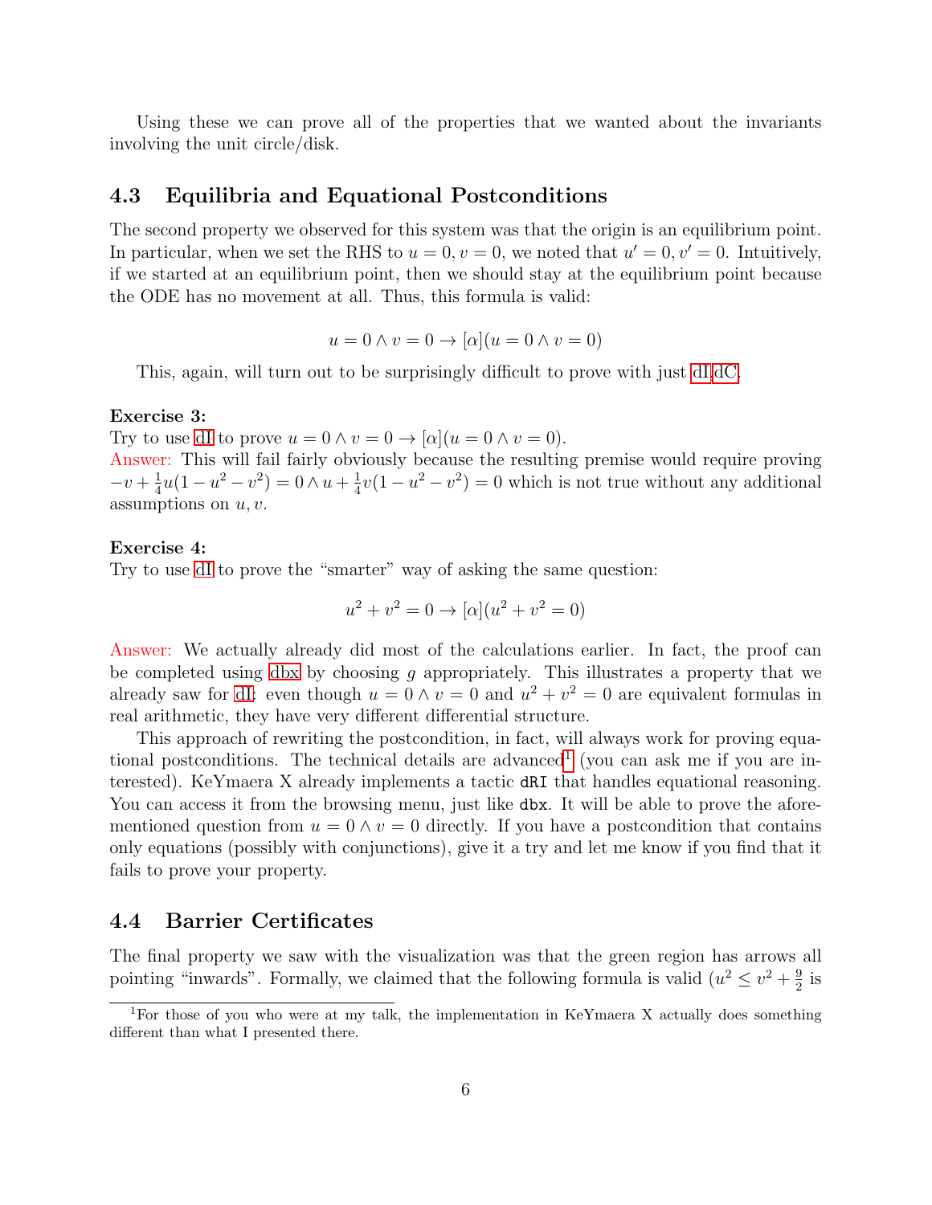Using these we can prove all of the properties that we wanted about the invariants involving the unit circle/disk.

### 4.3 Equilibria and Equational Postconditions

The second property we observed for this system was that the origin is an equilibrium point. In particular, when we set the RHS to $u = 0, v = 0$, we noted that $u' = 0, v' = 0$. Intuitively, if we started at an equilibrium point, then we should stay at the equilibrium point because the ODE has no movement at all. Thus, this formula is valid:

$$u = 0 \wedge v = 0 \rightarrow [\alpha](u = 0 \wedge v = 0)$$

This, again, will turn out to be surprisingly difficult to prove with just dI,dC.

**Exercise 3:**
Try to use dI to prove $u = 0 \wedge v = 0 \rightarrow [\alpha](u = 0 \wedge v = 0)$.
Answer: This will fail fairly obviously because the resulting premise would require proving $-v + \frac{1}{4}u(1 - u^2 - v^2) = 0 \wedge u + \frac{1}{4}v(1 - u^2 - v^2) = 0$ which is not true without any additional assumptions on $u, v$.

**Exercise 4:**
Try to use dI to prove the "smarter" way of asking the same question:

$$u^2 + v^2 = 0 \rightarrow [\alpha](u^2 + v^2 = 0)$$

Answer: We actually already did most of the calculations earlier. In fact, the proof can be completed using dbx by choosing $g$ appropriately. This illustrates a property that we already saw for dI: even though $u = 0 \wedge v = 0$ and $u^2 + v^2 = 0$ are equivalent formulas in real arithmetic, they have very different differential structure.

This approach of rewriting the postcondition, in fact, will always work for proving equational postconditions. The technical details are advanced[1] (you can ask me if you are interested). KeYmaera X already implements a tactic `dRI` that handles equational reasoning. You can access it from the browsing menu, just like `dbx`. It will be able to prove the aforementioned question from $u = 0 \wedge v = 0$ directly. If you have a postcondition that contains only equations (possibly with conjunctions), give it a try and let me know if you find that it fails to prove your property.

### 4.4 Barrier Certificates

The final property we saw with the visualization was that the green region has arrows all pointing "inwards". Formally, we claimed that the following formula is valid ($u^2 \leq v^2 + \frac{9}{2}$ is

[1] For those of you who were at my talk, the implementation in KeYmaera X actually does something different than what I presented there.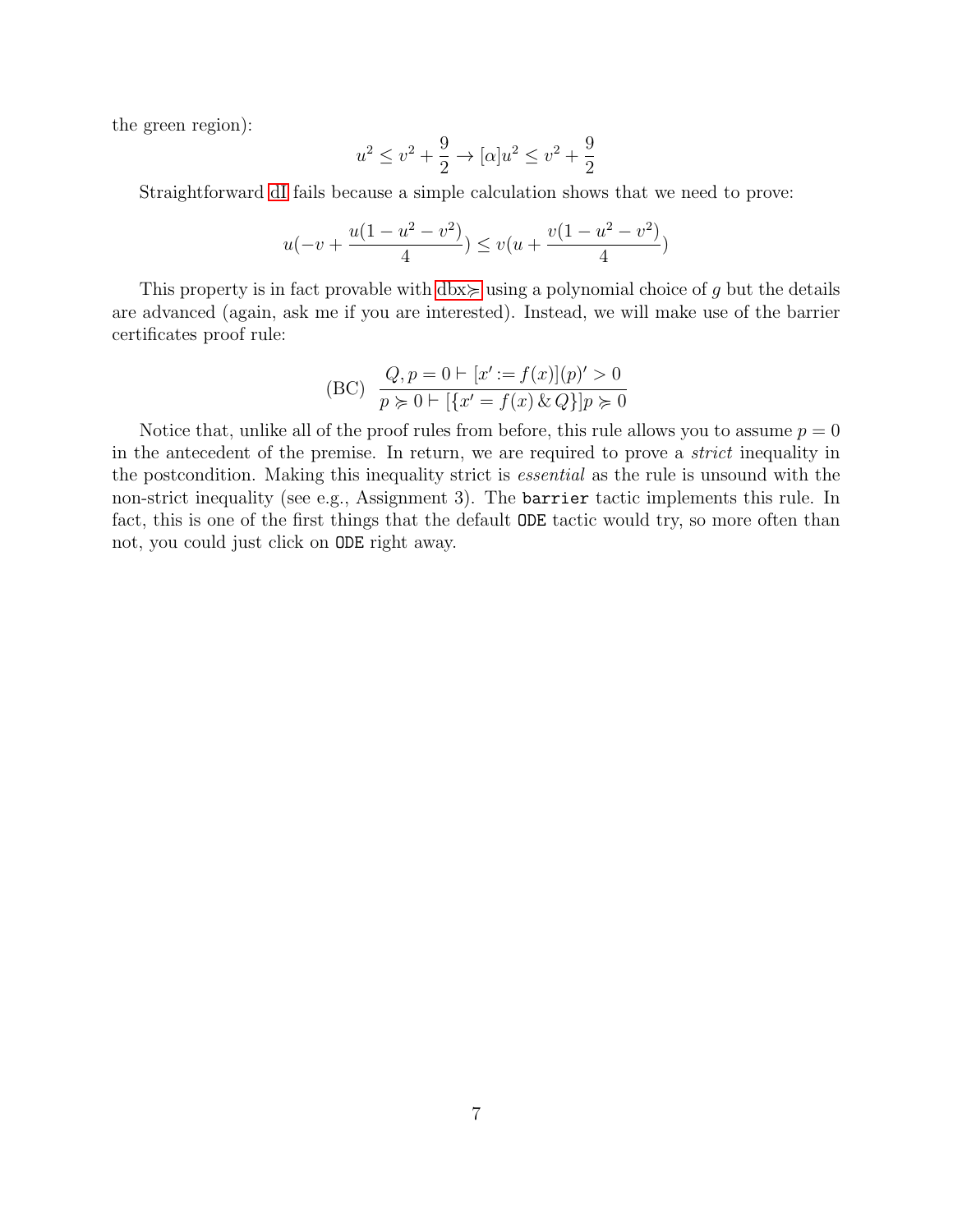the green region):

$$u^2 \leq v^2 + \frac{9}{2} \rightarrow [\alpha]u^2 \leq v^2 + \frac{9}{2}$$

Straightforward dI fails because a simple calculation shows that we need to prove:

$$u(-v + \frac{u(1-u^2-v^2)}{4}) \leq v(u + \frac{v(1-u^2-v^2)}{4})$$

This property is in fact provable with dbx$\succcurlyeq$ using a polynomial choice of $g$ but the details are advanced (again, ask me if you are interested). Instead, we will make use of the barrier certificates proof rule:

$$\text{(BC)} \quad \frac{Q, p = 0 \vdash [x' := f(x)](p)' > 0}{p \succcurlyeq 0 \vdash [\{x' = f(x) \,\&\, Q\}]p \succcurlyeq 0}$$

Notice that, unlike all of the proof rules from before, this rule allows you to assume $p = 0$ in the antecedent of the premise. In return, we are required to prove a *strict* inequality in the postcondition. Making this inequality strict is *essential* as the rule is unsound with the non-strict inequality (see e.g., Assignment 3). The `barrier` tactic implements this rule. In fact, this is one of the first things that the default `ODE` tactic would try, so more often than not, you could just click on `ODE` right away.